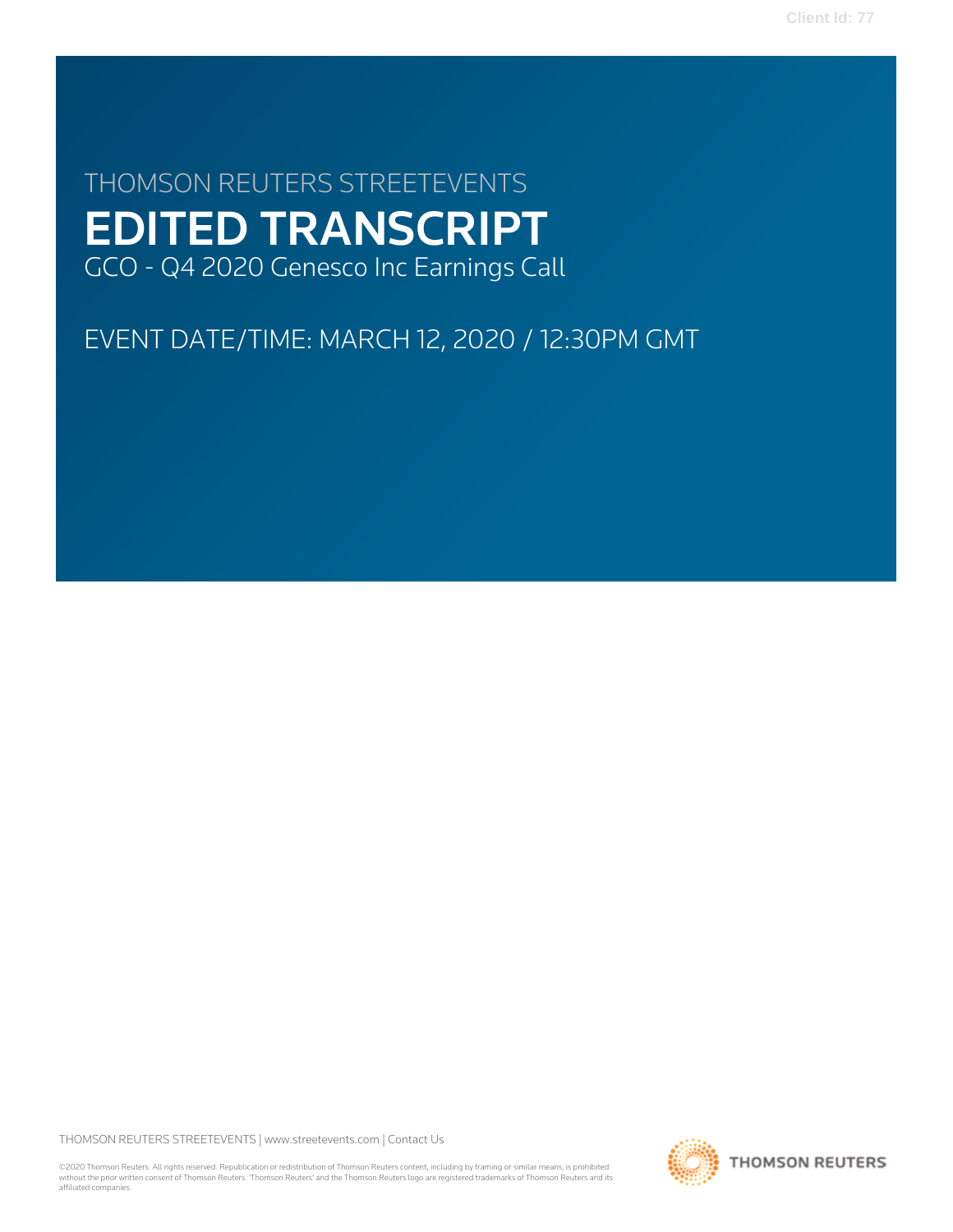THOMSON REUTERS STREETEVENTS

# EDITED TRANSCRIPT

GCO - Q4 2020 Genesco Inc Earnings Call

EVENT DATE/TIME: MARCH 12, 2020 / 12:30PM GMT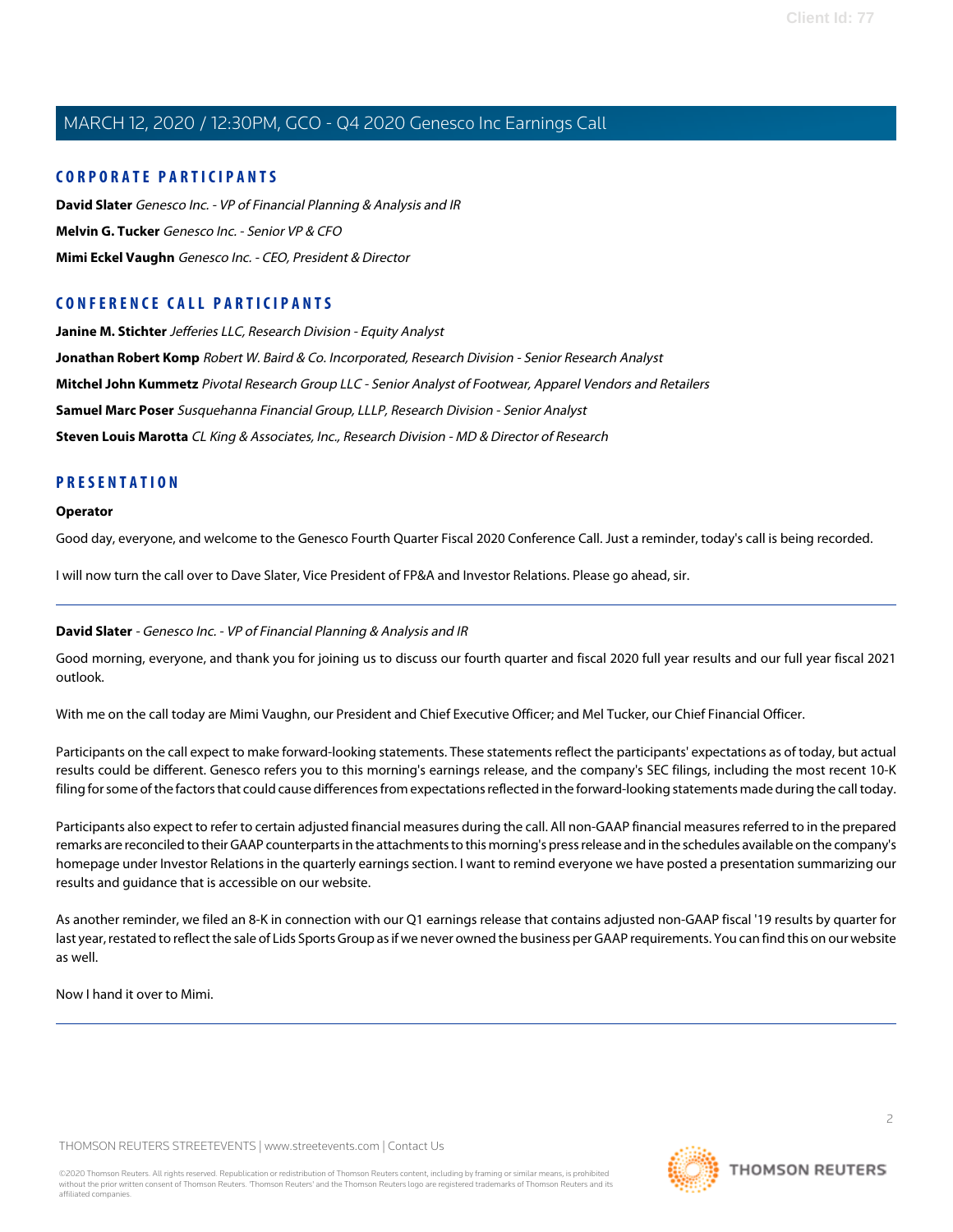## CORPORATE PARTICIPANTS

**David Slater** *Genesco Inc. - VP of Financial Planning & Analysis and IR*

**Melvin G. Tucker** *Genesco Inc. - Senior VP & CFO*

**Mimi Eckel Vaughn** *Genesco Inc. - CEO, President & Director*

## CONFERENCE CALL PARTICIPANTS

**Janine M. Stichter** *Jefferies LLC, Research Division - Equity Analyst*

**Jonathan Robert Komp** *Robert W. Baird & Co. Incorporated, Research Division - Senior Research Analyst*

**Mitchel John Kummetz** *Pivotal Research Group LLC - Senior Analyst of Footwear, Apparel Vendors and Retailers*

**Samuel Marc Poser** *Susquehanna Financial Group, LLLP, Research Division - Senior Analyst*

**Steven Louis Marotta** *CL King & Associates, Inc., Research Division - MD & Director of Research*

## PRESENTATION

**Operator**

Good day, everyone, and welcome to the Genesco Fourth Quarter Fiscal 2020 Conference Call. Just a reminder, today's call is being recorded.

I will now turn the call over to Dave Slater, Vice President of FP&A and Investor Relations. Please go ahead, sir.

---

**David Slater** - *Genesco Inc. - VP of Financial Planning & Analysis and IR*

Good morning, everyone, and thank you for joining us to discuss our fourth quarter and fiscal 2020 full year results and our full year fiscal 2021 outlook.

With me on the call today are Mimi Vaughn, our President and Chief Executive Officer; and Mel Tucker, our Chief Financial Officer.

Participants on the call expect to make forward-looking statements. These statements reflect the participants' expectations as of today, but actual results could be different. Genesco refers you to this morning's earnings release, and the company's SEC filings, including the most recent 10-K filing for some of the factors that could cause differences from expectations reflected in the forward-looking statements made during the call today.

Participants also expect to refer to certain adjusted financial measures during the call. All non-GAAP financial measures referred to in the prepared remarks are reconciled to their GAAP counterparts in the attachments to this morning's press release and in the schedules available on the company's homepage under Investor Relations in the quarterly earnings section. I want to remind everyone we have posted a presentation summarizing our results and guidance that is accessible on our website.

As another reminder, we filed an 8-K in connection with our Q1 earnings release that contains adjusted non-GAAP fiscal '19 results by quarter for last year, restated to reflect the sale of Lids Sports Group as if we never owned the business per GAAP requirements. You can find this on our website as well.

Now I hand it over to Mimi.

---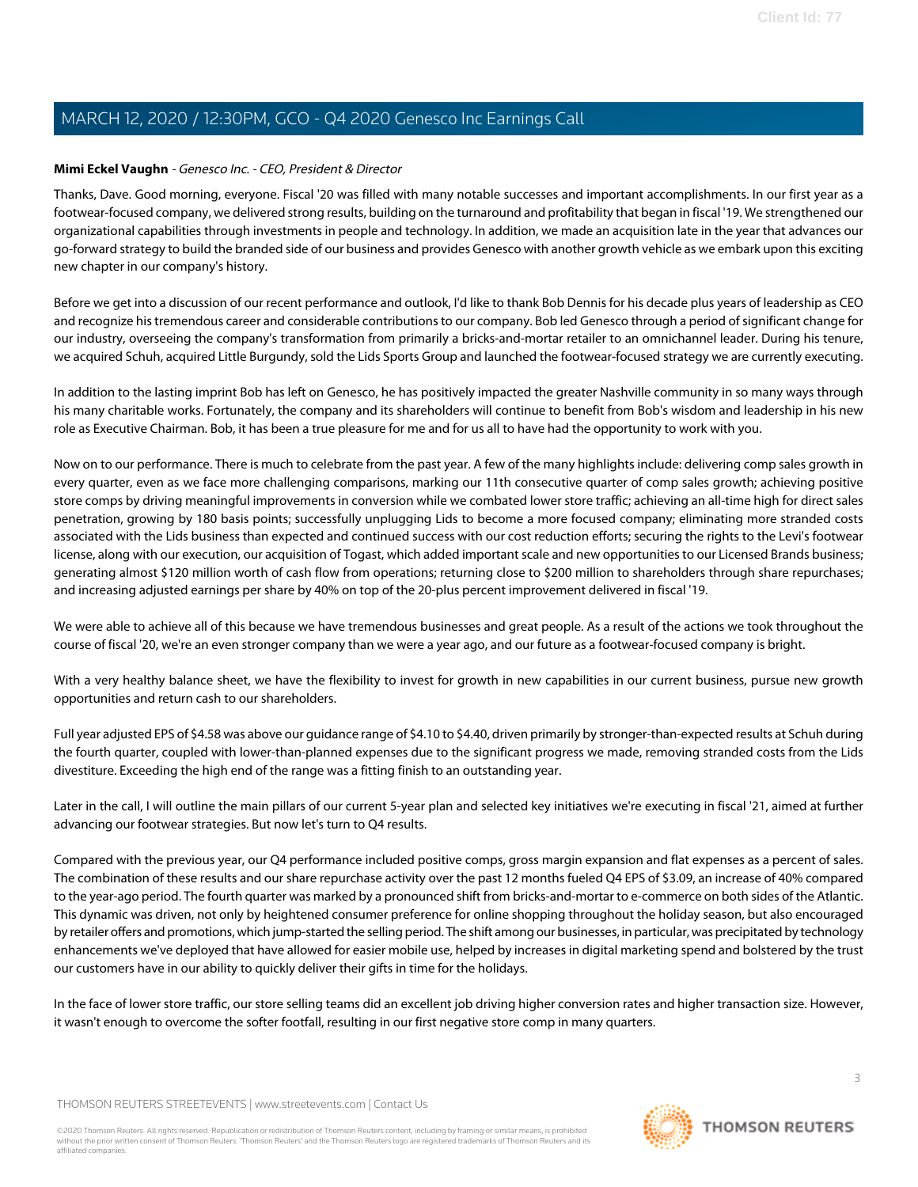**Mimi Eckel Vaughn** - *Genesco Inc. - CEO, President & Director*

Thanks, Dave. Good morning, everyone. Fiscal '20 was filled with many notable successes and important accomplishments. In our first year as a footwear-focused company, we delivered strong results, building on the turnaround and profitability that began in fiscal '19. We strengthened our organizational capabilities through investments in people and technology. In addition, we made an acquisition late in the year that advances our go-forward strategy to build the branded side of our business and provides Genesco with another growth vehicle as we embark upon this exciting new chapter in our company's history.

Before we get into a discussion of our recent performance and outlook, I'd like to thank Bob Dennis for his decade plus years of leadership as CEO and recognize his tremendous career and considerable contributions to our company. Bob led Genesco through a period of significant change for our industry, overseeing the company's transformation from primarily a bricks-and-mortar retailer to an omnichannel leader. During his tenure, we acquired Schuh, acquired Little Burgundy, sold the Lids Sports Group and launched the footwear-focused strategy we are currently executing.

In addition to the lasting imprint Bob has left on Genesco, he has positively impacted the greater Nashville community in so many ways through his many charitable works. Fortunately, the company and its shareholders will continue to benefit from Bob's wisdom and leadership in his new role as Executive Chairman. Bob, it has been a true pleasure for me and for us all to have had the opportunity to work with you.

Now on to our performance. There is much to celebrate from the past year. A few of the many highlights include: delivering comp sales growth in every quarter, even as we face more challenging comparisons, marking our 11th consecutive quarter of comp sales growth; achieving positive store comps by driving meaningful improvements in conversion while we combated lower store traffic; achieving an all-time high for direct sales penetration, growing by 180 basis points; successfully unplugging Lids to become a more focused company; eliminating more stranded costs associated with the Lids business than expected and continued success with our cost reduction efforts; securing the rights to the Levi's footwear license, along with our execution, our acquisition of Togast, which added important scale and new opportunities to our Licensed Brands business; generating almost $120 million worth of cash flow from operations; returning close to $200 million to shareholders through share repurchases; and increasing adjusted earnings per share by 40% on top of the 20-plus percent improvement delivered in fiscal '19.

We were able to achieve all of this because we have tremendous businesses and great people. As a result of the actions we took throughout the course of fiscal '20, we're an even stronger company than we were a year ago, and our future as a footwear-focused company is bright.

With a very healthy balance sheet, we have the flexibility to invest for growth in new capabilities in our current business, pursue new growth opportunities and return cash to our shareholders.

Full year adjusted EPS of $4.58 was above our guidance range of $4.10 to $4.40, driven primarily by stronger-than-expected results at Schuh during the fourth quarter, coupled with lower-than-planned expenses due to the significant progress we made, removing stranded costs from the Lids divestiture. Exceeding the high end of the range was a fitting finish to an outstanding year.

Later in the call, I will outline the main pillars of our current 5-year plan and selected key initiatives we're executing in fiscal '21, aimed at further advancing our footwear strategies. But now let's turn to Q4 results.

Compared with the previous year, our Q4 performance included positive comps, gross margin expansion and flat expenses as a percent of sales. The combination of these results and our share repurchase activity over the past 12 months fueled Q4 EPS of $3.09, an increase of 40% compared to the year-ago period. The fourth quarter was marked by a pronounced shift from bricks-and-mortar to e-commerce on both sides of the Atlantic. This dynamic was driven, not only by heightened consumer preference for online shopping throughout the holiday season, but also encouraged by retailer offers and promotions, which jump-started the selling period. The shift among our businesses, in particular, was precipitated by technology enhancements we've deployed that have allowed for easier mobile use, helped by increases in digital marketing spend and bolstered by the trust our customers have in our ability to quickly deliver their gifts in time for the holidays.

In the face of lower store traffic, our store selling teams did an excellent job driving higher conversion rates and higher transaction size. However, it wasn't enough to overcome the softer footfall, resulting in our first negative store comp in many quarters.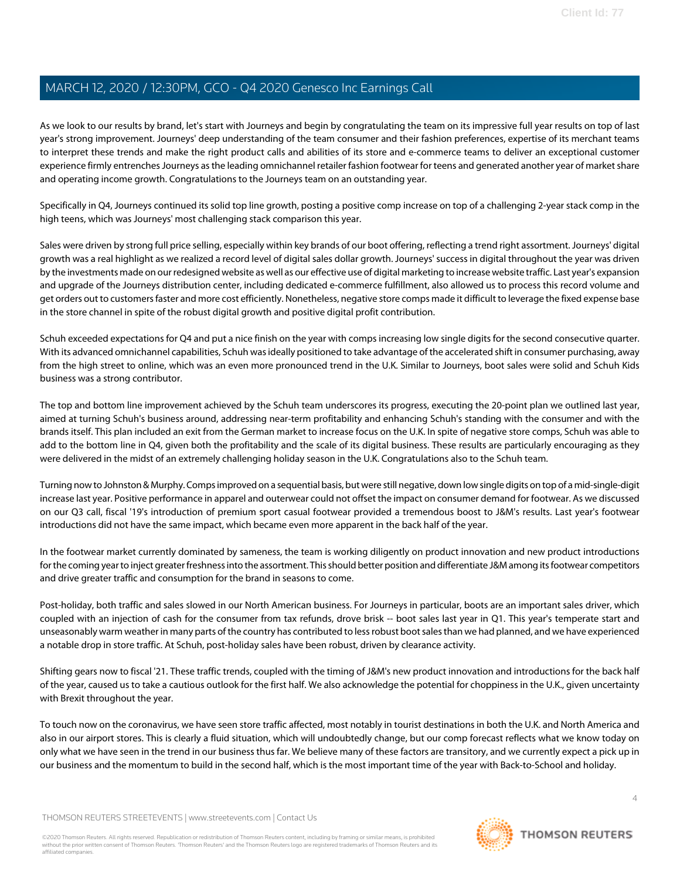As we look to our results by brand, let's start with Journeys and begin by congratulating the team on its impressive full year results on top of last year's strong improvement. Journeys' deep understanding of the team consumer and their fashion preferences, expertise of its merchant teams to interpret these trends and make the right product calls and abilities of its store and e-commerce teams to deliver an exceptional customer experience firmly entrenches Journeys as the leading omnichannel retailer fashion footwear for teens and generated another year of market share and operating income growth. Congratulations to the Journeys team on an outstanding year.

Specifically in Q4, Journeys continued its solid top line growth, posting a positive comp increase on top of a challenging 2-year stack comp in the high teens, which was Journeys' most challenging stack comparison this year.

Sales were driven by strong full price selling, especially within key brands of our boot offering, reflecting a trend right assortment. Journeys' digital growth was a real highlight as we realized a record level of digital sales dollar growth. Journeys' success in digital throughout the year was driven by the investments made on our redesigned website as well as our effective use of digital marketing to increase website traffic. Last year's expansion and upgrade of the Journeys distribution center, including dedicated e-commerce fulfillment, also allowed us to process this record volume and get orders out to customers faster and more cost efficiently. Nonetheless, negative store comps made it difficult to leverage the fixed expense base in the store channel in spite of the robust digital growth and positive digital profit contribution.

Schuh exceeded expectations for Q4 and put a nice finish on the year with comps increasing low single digits for the second consecutive quarter. With its advanced omnichannel capabilities, Schuh was ideally positioned to take advantage of the accelerated shift in consumer purchasing, away from the high street to online, which was an even more pronounced trend in the U.K. Similar to Journeys, boot sales were solid and Schuh Kids business was a strong contributor.

The top and bottom line improvement achieved by the Schuh team underscores its progress, executing the 20-point plan we outlined last year, aimed at turning Schuh's business around, addressing near-term profitability and enhancing Schuh's standing with the consumer and with the brands itself. This plan included an exit from the German market to increase focus on the U.K. In spite of negative store comps, Schuh was able to add to the bottom line in Q4, given both the profitability and the scale of its digital business. These results are particularly encouraging as they were delivered in the midst of an extremely challenging holiday season in the U.K. Congratulations also to the Schuh team.

Turning now to Johnston & Murphy. Comps improved on a sequential basis, but were still negative, down low single digits on top of a mid-single-digit increase last year. Positive performance in apparel and outerwear could not offset the impact on consumer demand for footwear. As we discussed on our Q3 call, fiscal '19's introduction of premium sport casual footwear provided a tremendous boost to J&M's results. Last year's footwear introductions did not have the same impact, which became even more apparent in the back half of the year.

In the footwear market currently dominated by sameness, the team is working diligently on product innovation and new product introductions for the coming year to inject greater freshness into the assortment. This should better position and differentiate J&M among its footwear competitors and drive greater traffic and consumption for the brand in seasons to come.

Post-holiday, both traffic and sales slowed in our North American business. For Journeys in particular, boots are an important sales driver, which coupled with an injection of cash for the consumer from tax refunds, drove brisk -- boot sales last year in Q1. This year's temperate start and unseasonably warm weather in many parts of the country has contributed to less robust boot sales than we had planned, and we have experienced a notable drop in store traffic. At Schuh, post-holiday sales have been robust, driven by clearance activity.

Shifting gears now to fiscal '21. These traffic trends, coupled with the timing of J&M's new product innovation and introductions for the back half of the year, caused us to take a cautious outlook for the first half. We also acknowledge the potential for choppiness in the U.K., given uncertainty with Brexit throughout the year.

To touch now on the coronavirus, we have seen store traffic affected, most notably in tourist destinations in both the U.K. and North America and also in our airport stores. This is clearly a fluid situation, which will undoubtedly change, but our comp forecast reflects what we know today on only what we have seen in the trend in our business thus far. We believe many of these factors are transitory, and we currently expect a pick up in our business and the momentum to build in the second half, which is the most important time of the year with Back-to-School and holiday.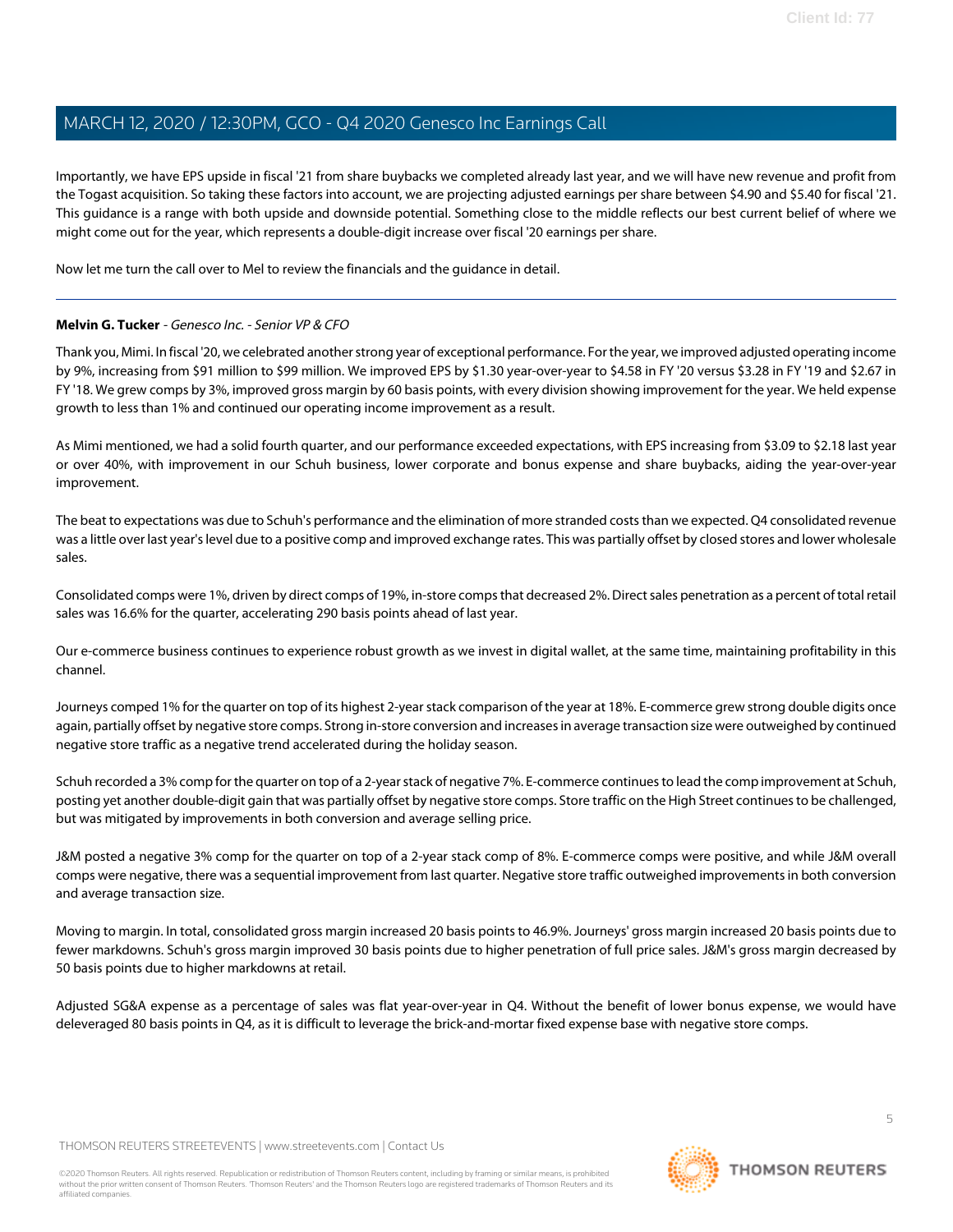Importantly, we have EPS upside in fiscal '21 from share buybacks we completed already last year, and we will have new revenue and profit from the Togast acquisition. So taking these factors into account, we are projecting adjusted earnings per share between $4.90 and $5.40 for fiscal '21. This guidance is a range with both upside and downside potential. Something close to the middle reflects our best current belief of where we might come out for the year, which represents a double-digit increase over fiscal '20 earnings per share.

Now let me turn the call over to Mel to review the financials and the guidance in detail.

---

**Melvin G. Tucker** - *Genesco Inc. - Senior VP & CFO*

Thank you, Mimi. In fiscal '20, we celebrated another strong year of exceptional performance. For the year, we improved adjusted operating income by 9%, increasing from $91 million to $99 million. We improved EPS by $1.30 year-over-year to $4.58 in FY '20 versus $3.28 in FY '19 and $2.67 in FY '18. We grew comps by 3%, improved gross margin by 60 basis points, with every division showing improvement for the year. We held expense growth to less than 1% and continued our operating income improvement as a result.

As Mimi mentioned, we had a solid fourth quarter, and our performance exceeded expectations, with EPS increasing from $3.09 to $2.18 last year or over 40%, with improvement in our Schuh business, lower corporate and bonus expense and share buybacks, aiding the year-over-year improvement.

The beat to expectations was due to Schuh's performance and the elimination of more stranded costs than we expected. Q4 consolidated revenue was a little over last year's level due to a positive comp and improved exchange rates. This was partially offset by closed stores and lower wholesale sales.

Consolidated comps were 1%, driven by direct comps of 19%, in-store comps that decreased 2%. Direct sales penetration as a percent of total retail sales was 16.6% for the quarter, accelerating 290 basis points ahead of last year.

Our e-commerce business continues to experience robust growth as we invest in digital wallet, at the same time, maintaining profitability in this channel.

Journeys comped 1% for the quarter on top of its highest 2-year stack comparison of the year at 18%. E-commerce grew strong double digits once again, partially offset by negative store comps. Strong in-store conversion and increases in average transaction size were outweighed by continued negative store traffic as a negative trend accelerated during the holiday season.

Schuh recorded a 3% comp for the quarter on top of a 2-year stack of negative 7%. E-commerce continues to lead the comp improvement at Schuh, posting yet another double-digit gain that was partially offset by negative store comps. Store traffic on the High Street continues to be challenged, but was mitigated by improvements in both conversion and average selling price.

J&M posted a negative 3% comp for the quarter on top of a 2-year stack comp of 8%. E-commerce comps were positive, and while J&M overall comps were negative, there was a sequential improvement from last quarter. Negative store traffic outweighed improvements in both conversion and average transaction size.

Moving to margin. In total, consolidated gross margin increased 20 basis points to 46.9%. Journeys' gross margin increased 20 basis points due to fewer markdowns. Schuh's gross margin improved 30 basis points due to higher penetration of full price sales. J&M's gross margin decreased by 50 basis points due to higher markdowns at retail.

Adjusted SG&A expense as a percentage of sales was flat year-over-year in Q4. Without the benefit of lower bonus expense, we would have deleveraged 80 basis points in Q4, as it is difficult to leverage the brick-and-mortar fixed expense base with negative store comps.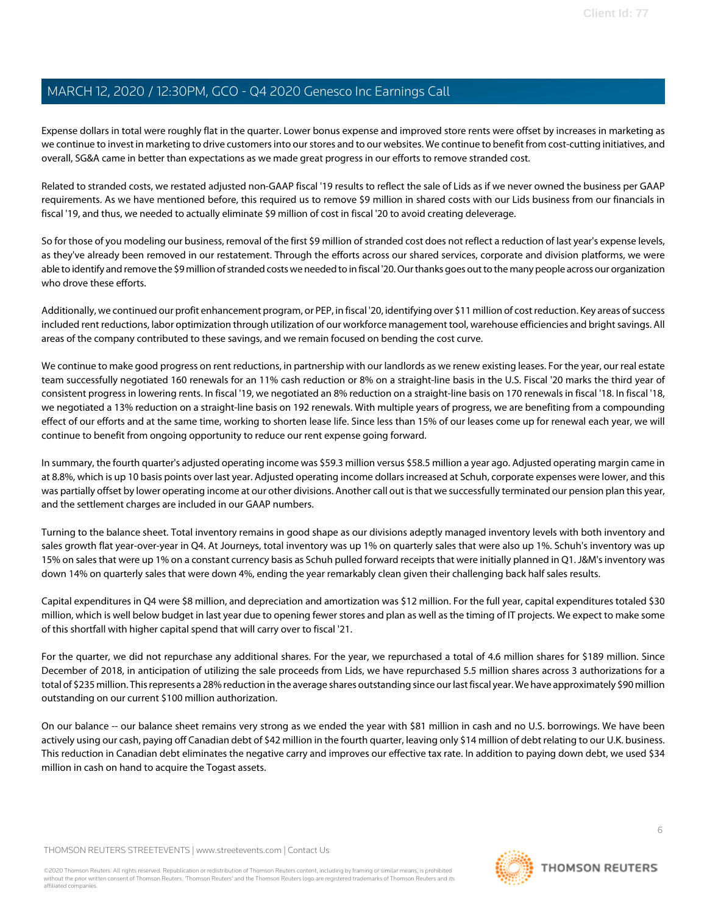Expense dollars in total were roughly flat in the quarter. Lower bonus expense and improved store rents were offset by increases in marketing as we continue to invest in marketing to drive customers into our stores and to our websites. We continue to benefit from cost-cutting initiatives, and overall, SG&A came in better than expectations as we made great progress in our efforts to remove stranded cost.

Related to stranded costs, we restated adjusted non-GAAP fiscal '19 results to reflect the sale of Lids as if we never owned the business per GAAP requirements. As we have mentioned before, this required us to remove $9 million in shared costs with our Lids business from our financials in fiscal '19, and thus, we needed to actually eliminate $9 million of cost in fiscal '20 to avoid creating deleverage.

So for those of you modeling our business, removal of the first $9 million of stranded cost does not reflect a reduction of last year's expense levels, as they've already been removed in our restatement. Through the efforts across our shared services, corporate and division platforms, we were able to identify and remove the $9 million of stranded costs we needed to in fiscal '20. Our thanks goes out to the many people across our organization who drove these efforts.

Additionally, we continued our profit enhancement program, or PEP, in fiscal '20, identifying over $11 million of cost reduction. Key areas of success included rent reductions, labor optimization through utilization of our workforce management tool, warehouse efficiencies and bright savings. All areas of the company contributed to these savings, and we remain focused on bending the cost curve.

We continue to make good progress on rent reductions, in partnership with our landlords as we renew existing leases. For the year, our real estate team successfully negotiated 160 renewals for an 11% cash reduction or 8% on a straight-line basis in the U.S. Fiscal '20 marks the third year of consistent progress in lowering rents. In fiscal '19, we negotiated an 8% reduction on a straight-line basis on 170 renewals in fiscal '18. In fiscal '18, we negotiated a 13% reduction on a straight-line basis on 192 renewals. With multiple years of progress, we are benefiting from a compounding effect of our efforts and at the same time, working to shorten lease life. Since less than 15% of our leases come up for renewal each year, we will continue to benefit from ongoing opportunity to reduce our rent expense going forward.

In summary, the fourth quarter's adjusted operating income was $59.3 million versus $58.5 million a year ago. Adjusted operating margin came in at 8.8%, which is up 10 basis points over last year. Adjusted operating income dollars increased at Schuh, corporate expenses were lower, and this was partially offset by lower operating income at our other divisions. Another call out is that we successfully terminated our pension plan this year, and the settlement charges are included in our GAAP numbers.

Turning to the balance sheet. Total inventory remains in good shape as our divisions adeptly managed inventory levels with both inventory and sales growth flat year-over-year in Q4. At Journeys, total inventory was up 1% on quarterly sales that were also up 1%. Schuh's inventory was up 15% on sales that were up 1% on a constant currency basis as Schuh pulled forward receipts that were initially planned in Q1. J&M's inventory was down 14% on quarterly sales that were down 4%, ending the year remarkably clean given their challenging back half sales results.

Capital expenditures in Q4 were $8 million, and depreciation and amortization was $12 million. For the full year, capital expenditures totaled $30 million, which is well below budget in last year due to opening fewer stores and plan as well as the timing of IT projects. We expect to make some of this shortfall with higher capital spend that will carry over to fiscal '21.

For the quarter, we did not repurchase any additional shares. For the year, we repurchased a total of 4.6 million shares for $189 million. Since December of 2018, in anticipation of utilizing the sale proceeds from Lids, we have repurchased 5.5 million shares across 3 authorizations for a total of $235 million. This represents a 28% reduction in the average shares outstanding since our last fiscal year. We have approximately $90 million outstanding on our current $100 million authorization.

On our balance -- our balance sheet remains very strong as we ended the year with $81 million in cash and no U.S. borrowings. We have been actively using our cash, paying off Canadian debt of $42 million in the fourth quarter, leaving only $14 million of debt relating to our U.K. business. This reduction in Canadian debt eliminates the negative carry and improves our effective tax rate. In addition to paying down debt, we used $34 million in cash on hand to acquire the Togast assets.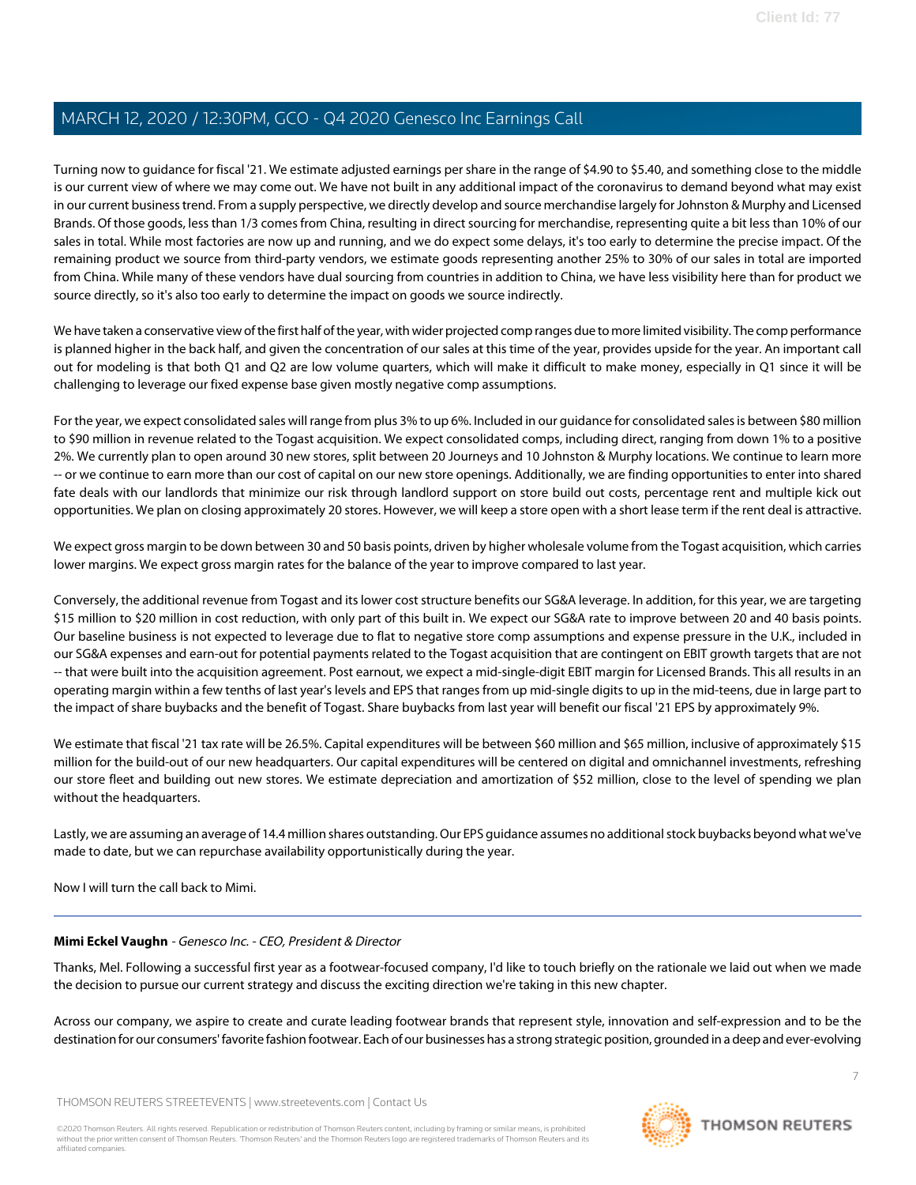Turning now to guidance for fiscal '21. We estimate adjusted earnings per share in the range of $4.90 to $5.40, and something close to the middle is our current view of where we may come out. We have not built in any additional impact of the coronavirus to demand beyond what may exist in our current business trend. From a supply perspective, we directly develop and source merchandise largely for Johnston & Murphy and Licensed Brands. Of those goods, less than 1/3 comes from China, resulting in direct sourcing for merchandise, representing quite a bit less than 10% of our sales in total. While most factories are now up and running, and we do expect some delays, it's too early to determine the precise impact. Of the remaining product we source from third-party vendors, we estimate goods representing another 25% to 30% of our sales in total are imported from China. While many of these vendors have dual sourcing from countries in addition to China, we have less visibility here than for product we source directly, so it's also too early to determine the impact on goods we source indirectly.

We have taken a conservative view of the first half of the year, with wider projected comp ranges due to more limited visibility. The comp performance is planned higher in the back half, and given the concentration of our sales at this time of the year, provides upside for the year. An important call out for modeling is that both Q1 and Q2 are low volume quarters, which will make it difficult to make money, especially in Q1 since it will be challenging to leverage our fixed expense base given mostly negative comp assumptions.

For the year, we expect consolidated sales will range from plus 3% to up 6%. Included in our guidance for consolidated sales is between $80 million to $90 million in revenue related to the Togast acquisition. We expect consolidated comps, including direct, ranging from down 1% to a positive 2%. We currently plan to open around 30 new stores, split between 20 Journeys and 10 Johnston & Murphy locations. We continue to learn more -- or we continue to earn more than our cost of capital on our new store openings. Additionally, we are finding opportunities to enter into shared fate deals with our landlords that minimize our risk through landlord support on store build out costs, percentage rent and multiple kick out opportunities. We plan on closing approximately 20 stores. However, we will keep a store open with a short lease term if the rent deal is attractive.

We expect gross margin to be down between 30 and 50 basis points, driven by higher wholesale volume from the Togast acquisition, which carries lower margins. We expect gross margin rates for the balance of the year to improve compared to last year.

Conversely, the additional revenue from Togast and its lower cost structure benefits our SG&A leverage. In addition, for this year, we are targeting $15 million to $20 million in cost reduction, with only part of this built in. We expect our SG&A rate to improve between 20 and 40 basis points. Our baseline business is not expected to leverage due to flat to negative store comp assumptions and expense pressure in the U.K., included in our SG&A expenses and earn-out for potential payments related to the Togast acquisition that are contingent on EBIT growth targets that are not -- that were built into the acquisition agreement. Post earnout, we expect a mid-single-digit EBIT margin for Licensed Brands. This all results in an operating margin within a few tenths of last year's levels and EPS that ranges from up mid-single digits to up in the mid-teens, due in large part to the impact of share buybacks and the benefit of Togast. Share buybacks from last year will benefit our fiscal '21 EPS by approximately 9%.

We estimate that fiscal '21 tax rate will be 26.5%. Capital expenditures will be between $60 million and $65 million, inclusive of approximately $15 million for the build-out of our new headquarters. Our capital expenditures will be centered on digital and omnichannel investments, refreshing our store fleet and building out new stores. We estimate depreciation and amortization of $52 million, close to the level of spending we plan without the headquarters.

Lastly, we are assuming an average of 14.4 million shares outstanding. Our EPS guidance assumes no additional stock buybacks beyond what we've made to date, but we can repurchase availability opportunistically during the year.

Now I will turn the call back to Mimi.

---

**Mimi Eckel Vaughn** - *Genesco Inc. - CEO, President & Director*

Thanks, Mel. Following a successful first year as a footwear-focused company, I'd like to touch briefly on the rationale we laid out when we made the decision to pursue our current strategy and discuss the exciting direction we're taking in this new chapter.

Across our company, we aspire to create and curate leading footwear brands that represent style, innovation and self-expression and to be the destination for our consumers' favorite fashion footwear. Each of our businesses has a strong strategic position, grounded in a deep and ever-evolving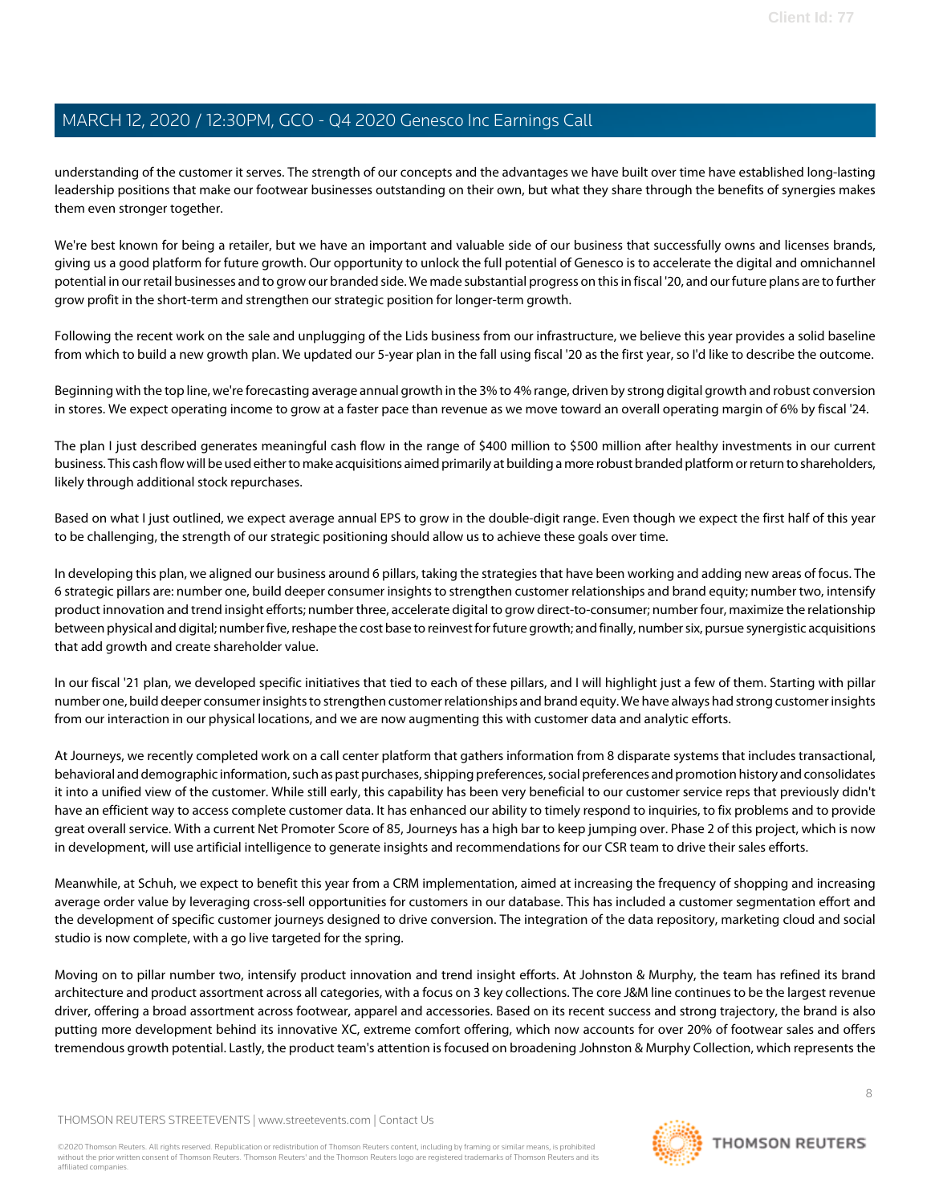understanding of the customer it serves. The strength of our concepts and the advantages we have built over time have established long-lasting leadership positions that make our footwear businesses outstanding on their own, but what they share through the benefits of synergies makes them even stronger together.

We're best known for being a retailer, but we have an important and valuable side of our business that successfully owns and licenses brands, giving us a good platform for future growth. Our opportunity to unlock the full potential of Genesco is to accelerate the digital and omnichannel potential in our retail businesses and to grow our branded side. We made substantial progress on this in fiscal '20, and our future plans are to further grow profit in the short-term and strengthen our strategic position for longer-term growth.

Following the recent work on the sale and unplugging of the Lids business from our infrastructure, we believe this year provides a solid baseline from which to build a new growth plan. We updated our 5-year plan in the fall using fiscal '20 as the first year, so I'd like to describe the outcome.

Beginning with the top line, we're forecasting average annual growth in the 3% to 4% range, driven by strong digital growth and robust conversion in stores. We expect operating income to grow at a faster pace than revenue as we move toward an overall operating margin of 6% by fiscal '24.

The plan I just described generates meaningful cash flow in the range of $400 million to $500 million after healthy investments in our current business. This cash flow will be used either to make acquisitions aimed primarily at building a more robust branded platform or return to shareholders, likely through additional stock repurchases.

Based on what I just outlined, we expect average annual EPS to grow in the double-digit range. Even though we expect the first half of this year to be challenging, the strength of our strategic positioning should allow us to achieve these goals over time.

In developing this plan, we aligned our business around 6 pillars, taking the strategies that have been working and adding new areas of focus. The 6 strategic pillars are: number one, build deeper consumer insights to strengthen customer relationships and brand equity; number two, intensify product innovation and trend insight efforts; number three, accelerate digital to grow direct-to-consumer; number four, maximize the relationship between physical and digital; number five, reshape the cost base to reinvest for future growth; and finally, number six, pursue synergistic acquisitions that add growth and create shareholder value.

In our fiscal '21 plan, we developed specific initiatives that tied to each of these pillars, and I will highlight just a few of them. Starting with pillar number one, build deeper consumer insights to strengthen customer relationships and brand equity. We have always had strong customer insights from our interaction in our physical locations, and we are now augmenting this with customer data and analytic efforts.

At Journeys, we recently completed work on a call center platform that gathers information from 8 disparate systems that includes transactional, behavioral and demographic information, such as past purchases, shipping preferences, social preferences and promotion history and consolidates it into a unified view of the customer. While still early, this capability has been very beneficial to our customer service reps that previously didn't have an efficient way to access complete customer data. It has enhanced our ability to timely respond to inquiries, to fix problems and to provide great overall service. With a current Net Promoter Score of 85, Journeys has a high bar to keep jumping over. Phase 2 of this project, which is now in development, will use artificial intelligence to generate insights and recommendations for our CSR team to drive their sales efforts.

Meanwhile, at Schuh, we expect to benefit this year from a CRM implementation, aimed at increasing the frequency of shopping and increasing average order value by leveraging cross-sell opportunities for customers in our database. This has included a customer segmentation effort and the development of specific customer journeys designed to drive conversion. The integration of the data repository, marketing cloud and social studio is now complete, with a go live targeted for the spring.

Moving on to pillar number two, intensify product innovation and trend insight efforts. At Johnston & Murphy, the team has refined its brand architecture and product assortment across all categories, with a focus on 3 key collections. The core J&M line continues to be the largest revenue driver, offering a broad assortment across footwear, apparel and accessories. Based on its recent success and strong trajectory, the brand is also putting more development behind its innovative XC, extreme comfort offering, which now accounts for over 20% of footwear sales and offers tremendous growth potential. Lastly, the product team's attention is focused on broadening Johnston & Murphy Collection, which represents the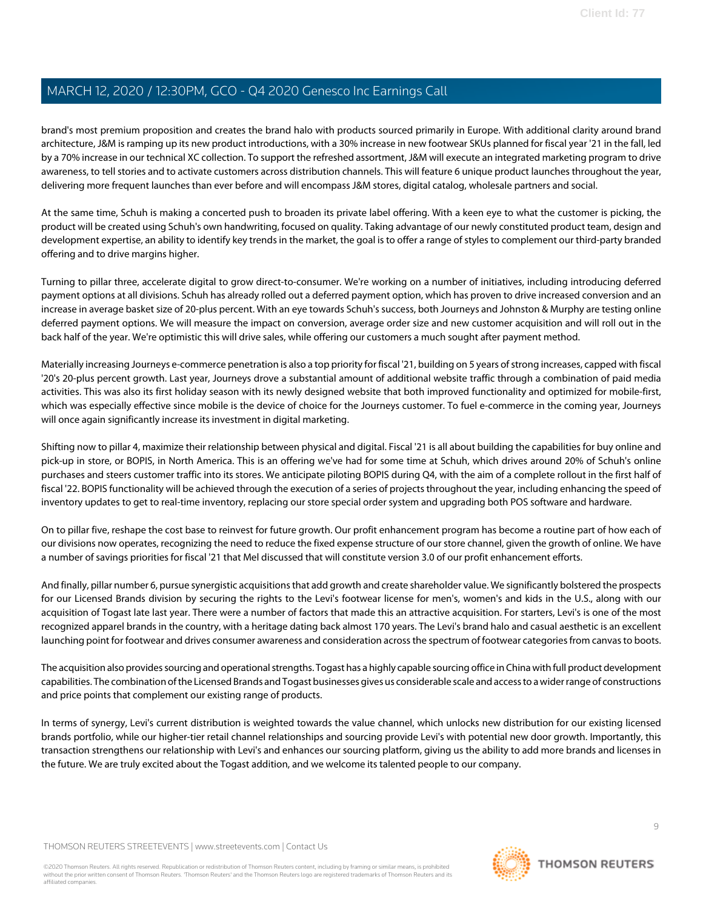brand's most premium proposition and creates the brand halo with products sourced primarily in Europe. With additional clarity around brand architecture, J&M is ramping up its new product introductions, with a 30% increase in new footwear SKUs planned for fiscal year '21 in the fall, led by a 70% increase in our technical XC collection. To support the refreshed assortment, J&M will execute an integrated marketing program to drive awareness, to tell stories and to activate customers across distribution channels. This will feature 6 unique product launches throughout the year, delivering more frequent launches than ever before and will encompass J&M stores, digital catalog, wholesale partners and social.

At the same time, Schuh is making a concerted push to broaden its private label offering. With a keen eye to what the customer is picking, the product will be created using Schuh's own handwriting, focused on quality. Taking advantage of our newly constituted product team, design and development expertise, an ability to identify key trends in the market, the goal is to offer a range of styles to complement our third-party branded offering and to drive margins higher.

Turning to pillar three, accelerate digital to grow direct-to-consumer. We're working on a number of initiatives, including introducing deferred payment options at all divisions. Schuh has already rolled out a deferred payment option, which has proven to drive increased conversion and an increase in average basket size of 20-plus percent. With an eye towards Schuh's success, both Journeys and Johnston & Murphy are testing online deferred payment options. We will measure the impact on conversion, average order size and new customer acquisition and will roll out in the back half of the year. We're optimistic this will drive sales, while offering our customers a much sought after payment method.

Materially increasing Journeys e-commerce penetration is also a top priority for fiscal '21, building on 5 years of strong increases, capped with fiscal '20's 20-plus percent growth. Last year, Journeys drove a substantial amount of additional website traffic through a combination of paid media activities. This was also its first holiday season with its newly designed website that both improved functionality and optimized for mobile-first, which was especially effective since mobile is the device of choice for the Journeys customer. To fuel e-commerce in the coming year, Journeys will once again significantly increase its investment in digital marketing.

Shifting now to pillar 4, maximize their relationship between physical and digital. Fiscal '21 is all about building the capabilities for buy online and pick-up in store, or BOPIS, in North America. This is an offering we've had for some time at Schuh, which drives around 20% of Schuh's online purchases and steers customer traffic into its stores. We anticipate piloting BOPIS during Q4, with the aim of a complete rollout in the first half of fiscal '22. BOPIS functionality will be achieved through the execution of a series of projects throughout the year, including enhancing the speed of inventory updates to get to real-time inventory, replacing our store special order system and upgrading both POS software and hardware.

On to pillar five, reshape the cost base to reinvest for future growth. Our profit enhancement program has become a routine part of how each of our divisions now operates, recognizing the need to reduce the fixed expense structure of our store channel, given the growth of online. We have a number of savings priorities for fiscal '21 that Mel discussed that will constitute version 3.0 of our profit enhancement efforts.

And finally, pillar number 6, pursue synergistic acquisitions that add growth and create shareholder value. We significantly bolstered the prospects for our Licensed Brands division by securing the rights to the Levi's footwear license for men's, women's and kids in the U.S., along with our acquisition of Togast late last year. There were a number of factors that made this an attractive acquisition. For starters, Levi's is one of the most recognized apparel brands in the country, with a heritage dating back almost 170 years. The Levi's brand halo and casual aesthetic is an excellent launching point for footwear and drives consumer awareness and consideration across the spectrum of footwear categories from canvas to boots.

The acquisition also provides sourcing and operational strengths. Togast has a highly capable sourcing office in China with full product development capabilities. The combination of the Licensed Brands and Togast businesses gives us considerable scale and access to a wider range of constructions and price points that complement our existing range of products.

In terms of synergy, Levi's current distribution is weighted towards the value channel, which unlocks new distribution for our existing licensed brands portfolio, while our higher-tier retail channel relationships and sourcing provide Levi's with potential new door growth. Importantly, this transaction strengthens our relationship with Levi's and enhances our sourcing platform, giving us the ability to add more brands and licenses in the future. We are truly excited about the Togast addition, and we welcome its talented people to our company.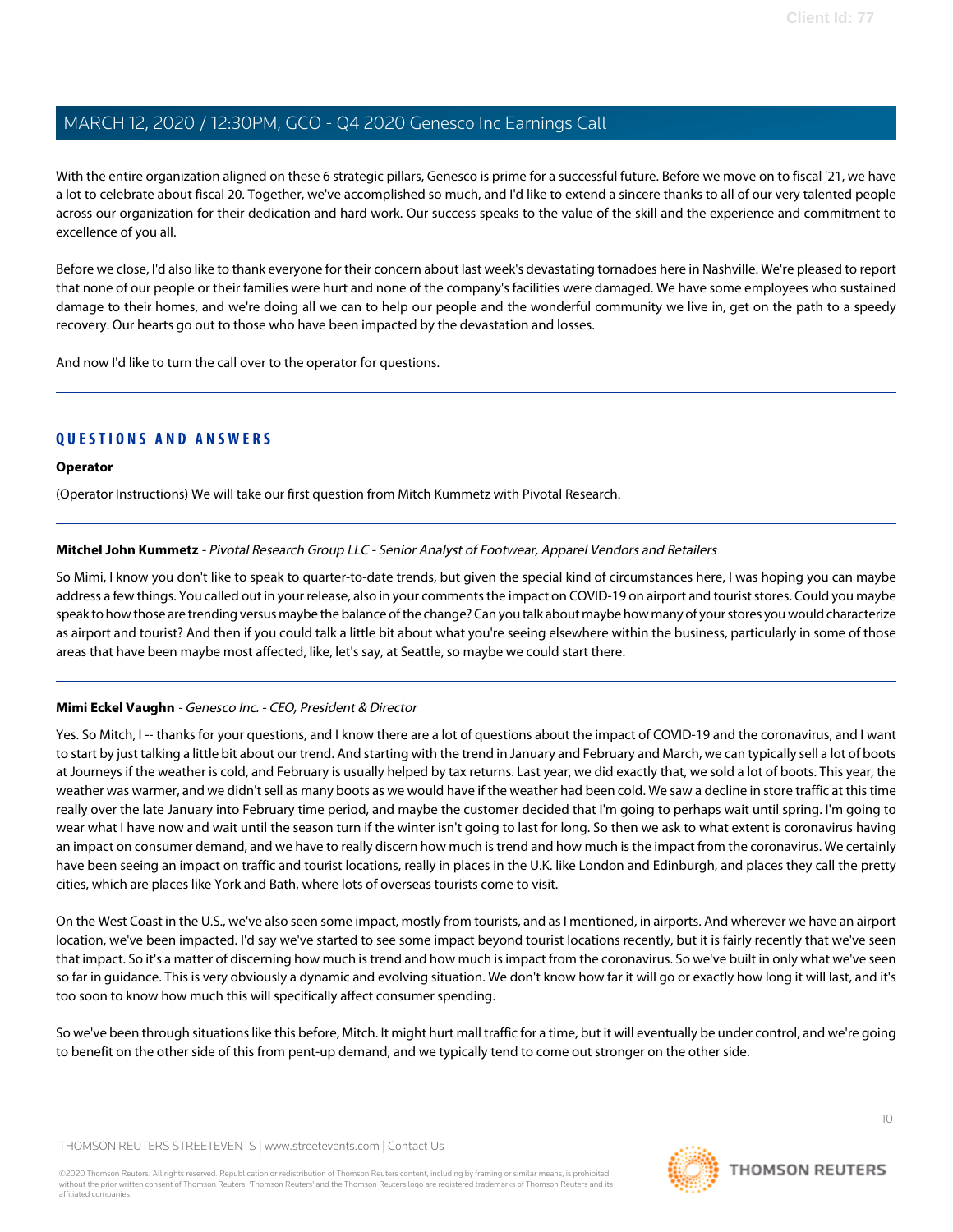With the entire organization aligned on these 6 strategic pillars, Genesco is prime for a successful future. Before we move on to fiscal '21, we have a lot to celebrate about fiscal 20. Together, we've accomplished so much, and I'd like to extend a sincere thanks to all of our very talented people across our organization for their dedication and hard work. Our success speaks to the value of the skill and the experience and commitment to excellence of you all.

Before we close, I'd also like to thank everyone for their concern about last week's devastating tornadoes here in Nashville. We're pleased to report that none of our people or their families were hurt and none of the company's facilities were damaged. We have some employees who sustained damage to their homes, and we're doing all we can to help our people and the wonderful community we live in, get on the path to a speedy recovery. Our hearts go out to those who have been impacted by the devastation and losses.

And now I'd like to turn the call over to the operator for questions.

---

## QUESTIONS AND ANSWERS

**Operator**

(Operator Instructions) We will take our first question from Mitch Kummetz with Pivotal Research.

---

**Mitchel John Kummetz** - *Pivotal Research Group LLC - Senior Analyst of Footwear, Apparel Vendors and Retailers*

So Mimi, I know you don't like to speak to quarter-to-date trends, but given the special kind of circumstances here, I was hoping you can maybe address a few things. You called out in your release, also in your comments the impact on COVID-19 on airport and tourist stores. Could you maybe speak to how those are trending versus maybe the balance of the change? Can you talk about maybe how many of your stores you would characterize as airport and tourist? And then if you could talk a little bit about what you're seeing elsewhere within the business, particularly in some of those areas that have been maybe most affected, like, let's say, at Seattle, so maybe we could start there.

---

**Mimi Eckel Vaughn** - *Genesco Inc. - CEO, President & Director*

Yes. So Mitch, I -- thanks for your questions, and I know there are a lot of questions about the impact of COVID-19 and the coronavirus, and I want to start by just talking a little bit about our trend. And starting with the trend in January and February and March, we can typically sell a lot of boots at Journeys if the weather is cold, and February is usually helped by tax returns. Last year, we did exactly that, we sold a lot of boots. This year, the weather was warmer, and we didn't sell as many boots as we would have if the weather had been cold. We saw a decline in store traffic at this time really over the late January into February time period, and maybe the customer decided that I'm going to perhaps wait until spring. I'm going to wear what I have now and wait until the season turn if the winter isn't going to last for long. So then we ask to what extent is coronavirus having an impact on consumer demand, and we have to really discern how much is trend and how much is the impact from the coronavirus. We certainly have been seeing an impact on traffic and tourist locations, really in places in the U.K. like London and Edinburgh, and places they call the pretty cities, which are places like York and Bath, where lots of overseas tourists come to visit.

On the West Coast in the U.S., we've also seen some impact, mostly from tourists, and as I mentioned, in airports. And wherever we have an airport location, we've been impacted. I'd say we've started to see some impact beyond tourist locations recently, but it is fairly recently that we've seen that impact. So it's a matter of discerning how much is trend and how much is impact from the coronavirus. So we've built in only what we've seen so far in guidance. This is very obviously a dynamic and evolving situation. We don't know how far it will go or exactly how long it will last, and it's too soon to know how much this will specifically affect consumer spending.

So we've been through situations like this before, Mitch. It might hurt mall traffic for a time, but it will eventually be under control, and we're going to benefit on the other side of this from pent-up demand, and we typically tend to come out stronger on the other side.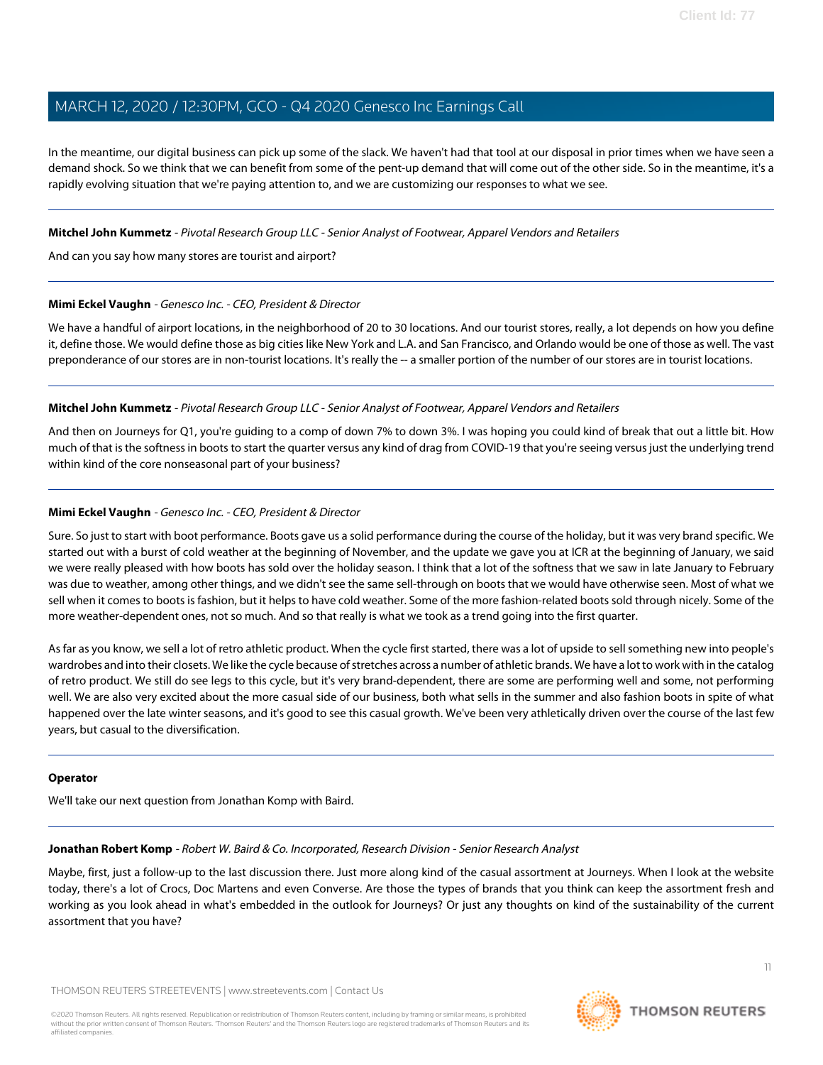In the meantime, our digital business can pick up some of the slack. We haven't had that tool at our disposal in prior times when we have seen a demand shock. So we think that we can benefit from some of the pent-up demand that will come out of the other side. So in the meantime, it's a rapidly evolving situation that we're paying attention to, and we are customizing our responses to what we see.

---

**Mitchel John Kummetz** - *Pivotal Research Group LLC - Senior Analyst of Footwear, Apparel Vendors and Retailers*

And can you say how many stores are tourist and airport?

---

**Mimi Eckel Vaughn** - *Genesco Inc. - CEO, President & Director*

We have a handful of airport locations, in the neighborhood of 20 to 30 locations. And our tourist stores, really, a lot depends on how you define it, define those. We would define those as big cities like New York and L.A. and San Francisco, and Orlando would be one of those as well. The vast preponderance of our stores are in non-tourist locations. It's really the -- a smaller portion of the number of our stores are in tourist locations.

---

**Mitchel John Kummetz** - *Pivotal Research Group LLC - Senior Analyst of Footwear, Apparel Vendors and Retailers*

And then on Journeys for Q1, you're guiding to a comp of down 7% to down 3%. I was hoping you could kind of break that out a little bit. How much of that is the softness in boots to start the quarter versus any kind of drag from COVID-19 that you're seeing versus just the underlying trend within kind of the core nonseasonal part of your business?

---

**Mimi Eckel Vaughn** - *Genesco Inc. - CEO, President & Director*

Sure. So just to start with boot performance. Boots gave us a solid performance during the course of the holiday, but it was very brand specific. We started out with a burst of cold weather at the beginning of November, and the update we gave you at ICR at the beginning of January, we said we were really pleased with how boots has sold over the holiday season. I think that a lot of the softness that we saw in late January to February was due to weather, among other things, and we didn't see the same sell-through on boots that we would have otherwise seen. Most of what we sell when it comes to boots is fashion, but it helps to have cold weather. Some of the more fashion-related boots sold through nicely. Some of the more weather-dependent ones, not so much. And so that really is what we took as a trend going into the first quarter.

As far as you know, we sell a lot of retro athletic product. When the cycle first started, there was a lot of upside to sell something new into people's wardrobes and into their closets. We like the cycle because of stretches across a number of athletic brands. We have a lot to work with in the catalog of retro product. We still do see legs to this cycle, but it's very brand-dependent, there are some are performing well and some, not performing well. We are also very excited about the more casual side of our business, both what sells in the summer and also fashion boots in spite of what happened over the late winter seasons, and it's good to see this casual growth. We've been very athletically driven over the course of the last few years, but casual to the diversification.

---

**Operator**

We'll take our next question from Jonathan Komp with Baird.

---

**Jonathan Robert Komp** - *Robert W. Baird & Co. Incorporated, Research Division - Senior Research Analyst*

Maybe, first, just a follow-up to the last discussion there. Just more along kind of the casual assortment at Journeys. When I look at the website today, there's a lot of Crocs, Doc Martens and even Converse. Are those the types of brands that you think can keep the assortment fresh and working as you look ahead in what's embedded in the outlook for Journeys? Or just any thoughts on kind of the sustainability of the current assortment that you have?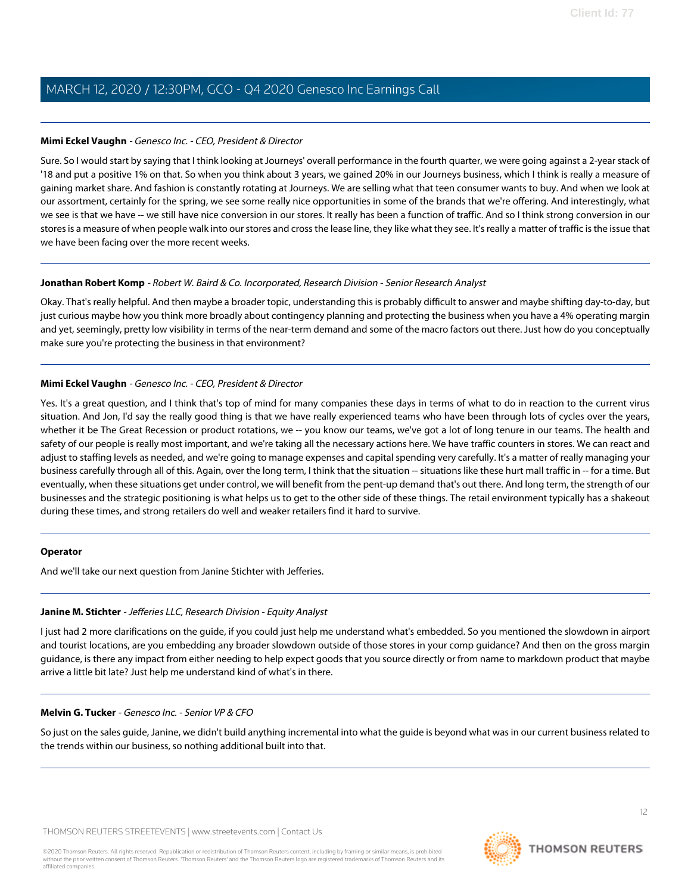**Mimi Eckel Vaughn** - *Genesco Inc. - CEO, President & Director*

Sure. So I would start by saying that I think looking at Journeys' overall performance in the fourth quarter, we were going against a 2-year stack of '18 and put a positive 1% on that. So when you think about 3 years, we gained 20% in our Journeys business, which I think is really a measure of gaining market share. And fashion is constantly rotating at Journeys. We are selling what that teen consumer wants to buy. And when we look at our assortment, certainly for the spring, we see some really nice opportunities in some of the brands that we're offering. And interestingly, what we see is that we have -- we still have nice conversion in our stores. It really has been a function of traffic. And so I think strong conversion in our stores is a measure of when people walk into our stores and cross the lease line, they like what they see. It's really a matter of traffic is the issue that we have been facing over the more recent weeks.

---

**Jonathan Robert Komp** - *Robert W. Baird & Co. Incorporated, Research Division - Senior Research Analyst*

Okay. That's really helpful. And then maybe a broader topic, understanding this is probably difficult to answer and maybe shifting day-to-day, but just curious maybe how you think more broadly about contingency planning and protecting the business when you have a 4% operating margin and yet, seemingly, pretty low visibility in terms of the near-term demand and some of the macro factors out there. Just how do you conceptually make sure you're protecting the business in that environment?

---

**Mimi Eckel Vaughn** - *Genesco Inc. - CEO, President & Director*

Yes. It's a great question, and I think that's top of mind for many companies these days in terms of what to do in reaction to the current virus situation. And Jon, I'd say the really good thing is that we have really experienced teams who have been through lots of cycles over the years, whether it be The Great Recession or product rotations, we -- you know our teams, we've got a lot of long tenure in our teams. The health and safety of our people is really most important, and we're taking all the necessary actions here. We have traffic counters in stores. We can react and adjust to staffing levels as needed, and we're going to manage expenses and capital spending very carefully. It's a matter of really managing your business carefully through all of this. Again, over the long term, I think that the situation -- situations like these hurt mall traffic in -- for a time. But eventually, when these situations get under control, we will benefit from the pent-up demand that's out there. And long term, the strength of our businesses and the strategic positioning is what helps us to get to the other side of these things. The retail environment typically has a shakeout during these times, and strong retailers do well and weaker retailers find it hard to survive.

---

**Operator**

And we'll take our next question from Janine Stichter with Jefferies.

---

**Janine M. Stichter** - *Jefferies LLC, Research Division - Equity Analyst*

I just had 2 more clarifications on the guide, if you could just help me understand what's embedded. So you mentioned the slowdown in airport and tourist locations, are you embedding any broader slowdown outside of those stores in your comp guidance? And then on the gross margin guidance, is there any impact from either needing to help expect goods that you source directly or from name to markdown product that maybe arrive a little bit late? Just help me understand kind of what's in there.

---

**Melvin G. Tucker** - *Genesco Inc. - Senior VP & CFO*

So just on the sales guide, Janine, we didn't build anything incremental into what the guide is beyond what was in our current business related to the trends within our business, so nothing additional built into that.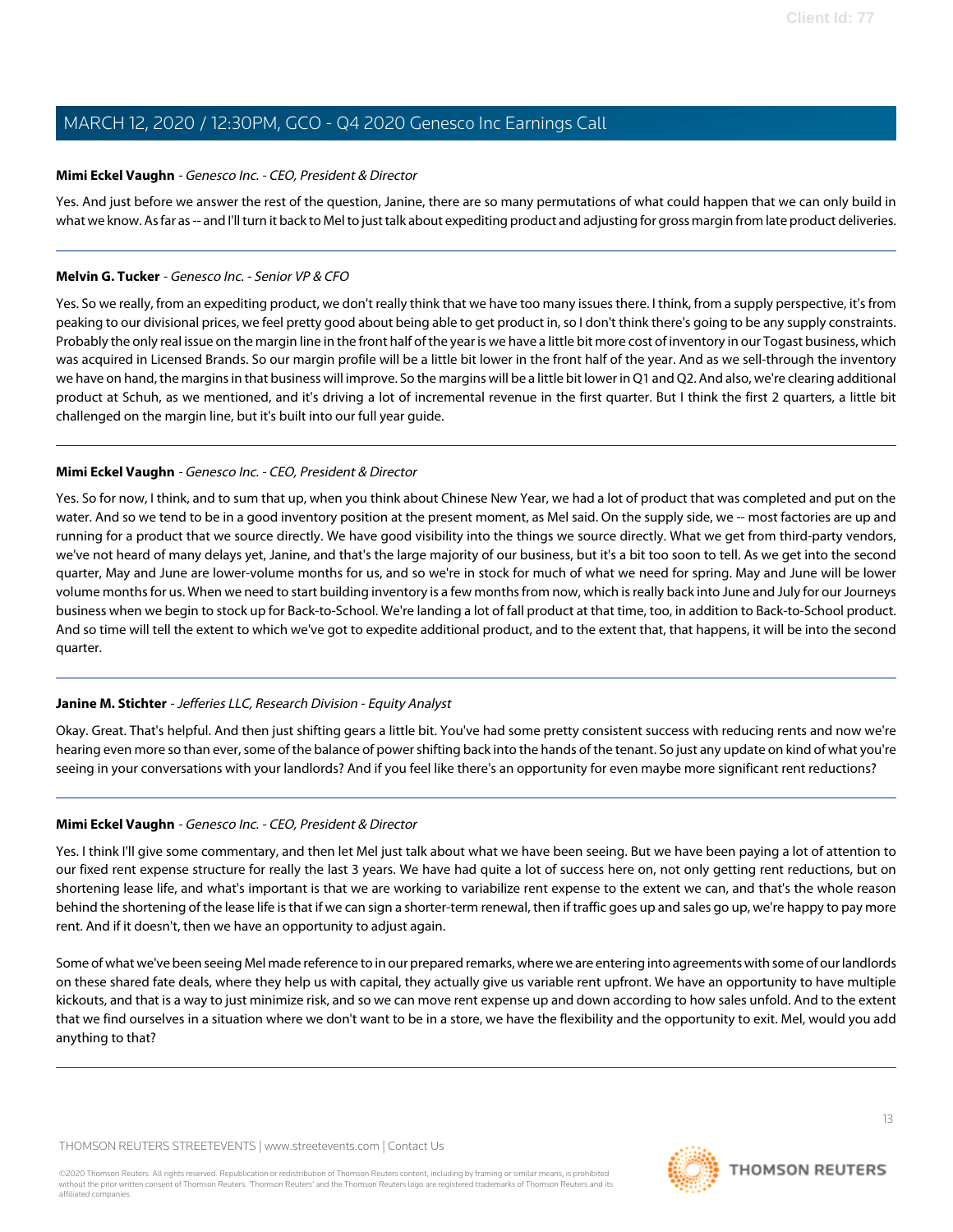**Mimi Eckel Vaughn** - *Genesco Inc. - CEO, President & Director*

Yes. And just before we answer the rest of the question, Janine, there are so many permutations of what could happen that we can only build in what we know. As far as -- and I'll turn it back to Mel to just talk about expediting product and adjusting for gross margin from late product deliveries.

---

**Melvin G. Tucker** - *Genesco Inc. - Senior VP & CFO*

Yes. So we really, from an expediting product, we don't really think that we have too many issues there. I think, from a supply perspective, it's from peaking to our divisional prices, we feel pretty good about being able to get product in, so I don't think there's going to be any supply constraints. Probably the only real issue on the margin line in the front half of the year is we have a little bit more cost of inventory in our Togast business, which was acquired in Licensed Brands. So our margin profile will be a little bit lower in the front half of the year. And as we sell-through the inventory we have on hand, the margins in that business will improve. So the margins will be a little bit lower in Q1 and Q2. And also, we're clearing additional product at Schuh, as we mentioned, and it's driving a lot of incremental revenue in the first quarter. But I think the first 2 quarters, a little bit challenged on the margin line, but it's built into our full year guide.

---

**Mimi Eckel Vaughn** - *Genesco Inc. - CEO, President & Director*

Yes. So for now, I think, and to sum that up, when you think about Chinese New Year, we had a lot of product that was completed and put on the water. And so we tend to be in a good inventory position at the present moment, as Mel said. On the supply side, we -- most factories are up and running for a product that we source directly. We have good visibility into the things we source directly. What we get from third-party vendors, we've not heard of many delays yet, Janine, and that's the large majority of our business, but it's a bit too soon to tell. As we get into the second quarter, May and June are lower-volume months for us, and so we're in stock for much of what we need for spring. May and June will be lower volume months for us. When we need to start building inventory is a few months from now, which is really back into June and July for our Journeys business when we begin to stock up for Back-to-School. We're landing a lot of fall product at that time, too, in addition to Back-to-School product. And so time will tell the extent to which we've got to expedite additional product, and to the extent that, that happens, it will be into the second quarter.

---

**Janine M. Stichter** - *Jefferies LLC, Research Division - Equity Analyst*

Okay. Great. That's helpful. And then just shifting gears a little bit. You've had some pretty consistent success with reducing rents and now we're hearing even more so than ever, some of the balance of power shifting back into the hands of the tenant. So just any update on kind of what you're seeing in your conversations with your landlords? And if you feel like there's an opportunity for even maybe more significant rent reductions?

---

**Mimi Eckel Vaughn** - *Genesco Inc. - CEO, President & Director*

Yes. I think I'll give some commentary, and then let Mel just talk about what we have been seeing. But we have been paying a lot of attention to our fixed rent expense structure for really the last 3 years. We have had quite a lot of success here on, not only getting rent reductions, but on shortening lease life, and what's important is that we are working to variabilize rent expense to the extent we can, and that's the whole reason behind the shortening of the lease life is that if we can sign a shorter-term renewal, then if traffic goes up and sales go up, we're happy to pay more rent. And if it doesn't, then we have an opportunity to adjust again.

Some of what we've been seeing Mel made reference to in our prepared remarks, where we are entering into agreements with some of our landlords on these shared fate deals, where they help us with capital, they actually give us variable rent upfront. We have an opportunity to have multiple kickouts, and that is a way to just minimize risk, and so we can move rent expense up and down according to how sales unfold. And to the extent that we find ourselves in a situation where we don't want to be in a store, we have the flexibility and the opportunity to exit. Mel, would you add anything to that?

---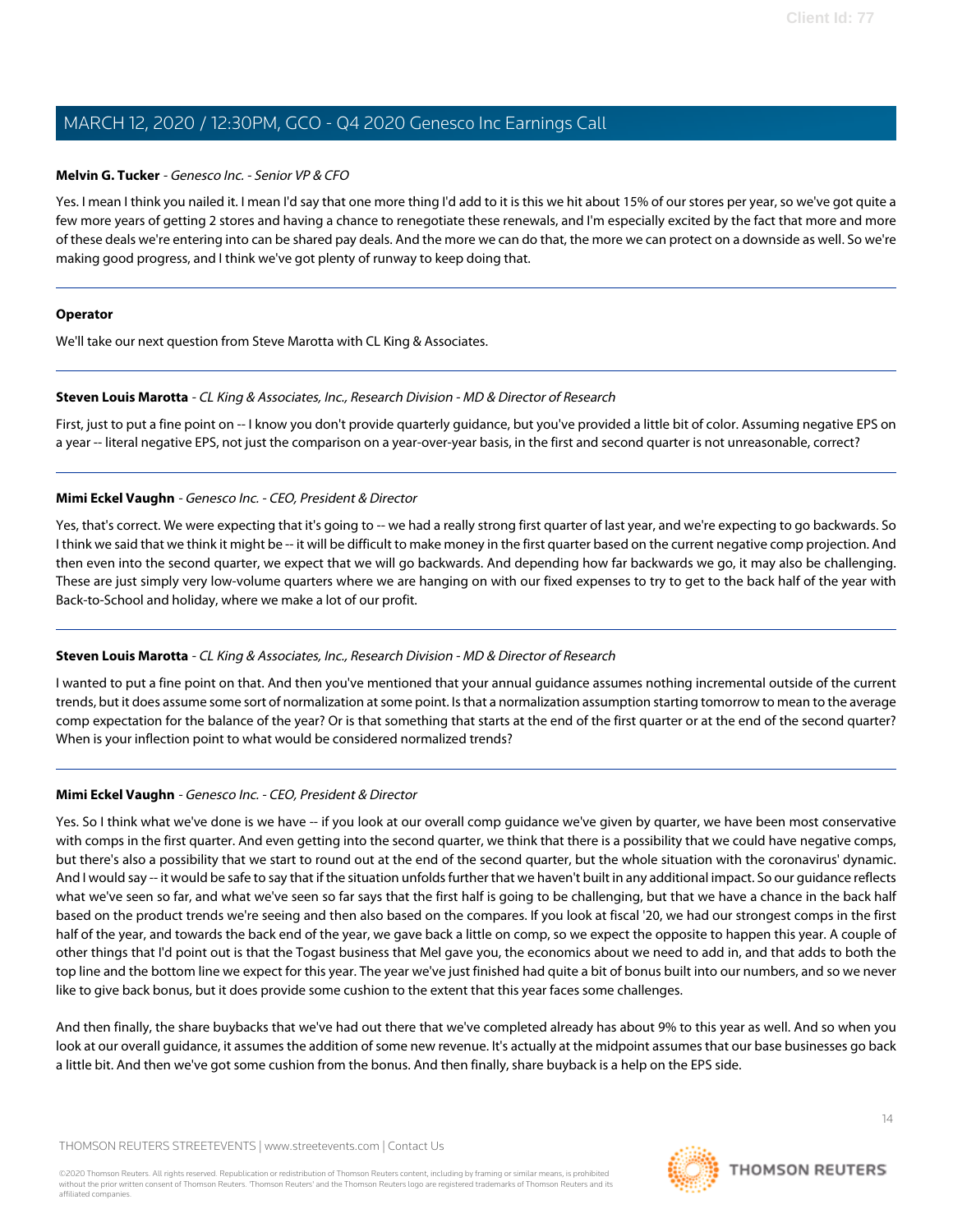**Melvin G. Tucker** - *Genesco Inc. - Senior VP & CFO*

Yes. I mean I think you nailed it. I mean I'd say that one more thing I'd add to it is this we hit about 15% of our stores per year, so we've got quite a few more years of getting 2 stores and having a chance to renegotiate these renewals, and I'm especially excited by the fact that more and more of these deals we're entering into can be shared pay deals. And the more we can do that, the more we can protect on a downside as well. So we're making good progress, and I think we've got plenty of runway to keep doing that.

---

**Operator**

We'll take our next question from Steve Marotta with CL King & Associates.

---

**Steven Louis Marotta** - *CL King & Associates, Inc., Research Division - MD & Director of Research*

First, just to put a fine point on -- I know you don't provide quarterly guidance, but you've provided a little bit of color. Assuming negative EPS on a year -- literal negative EPS, not just the comparison on a year-over-year basis, in the first and second quarter is not unreasonable, correct?

---

**Mimi Eckel Vaughn** - *Genesco Inc. - CEO, President & Director*

Yes, that's correct. We were expecting that it's going to -- we had a really strong first quarter of last year, and we're expecting to go backwards. So I think we said that we think it might be -- it will be difficult to make money in the first quarter based on the current negative comp projection. And then even into the second quarter, we expect that we will go backwards. And depending how far backwards we go, it may also be challenging. These are just simply very low-volume quarters where we are hanging on with our fixed expenses to try to get to the back half of the year with Back-to-School and holiday, where we make a lot of our profit.

---

**Steven Louis Marotta** - *CL King & Associates, Inc., Research Division - MD & Director of Research*

I wanted to put a fine point on that. And then you've mentioned that your annual guidance assumes nothing incremental outside of the current trends, but it does assume some sort of normalization at some point. Is that a normalization assumption starting tomorrow to mean to the average comp expectation for the balance of the year? Or is that something that starts at the end of the first quarter or at the end of the second quarter? When is your inflection point to what would be considered normalized trends?

---

**Mimi Eckel Vaughn** - *Genesco Inc. - CEO, President & Director*

Yes. So I think what we've done is we have -- if you look at our overall comp guidance we've given by quarter, we have been most conservative with comps in the first quarter. And even getting into the second quarter, we think that there is a possibility that we could have negative comps, but there's also a possibility that we start to round out at the end of the second quarter, but the whole situation with the coronavirus' dynamic. And I would say -- it would be safe to say that if the situation unfolds further that we haven't built in any additional impact. So our guidance reflects what we've seen so far, and what we've seen so far says that the first half is going to be challenging, but that we have a chance in the back half based on the product trends we're seeing and then also based on the compares. If you look at fiscal '20, we had our strongest comps in the first half of the year, and towards the back end of the year, we gave back a little on comp, so we expect the opposite to happen this year. A couple of other things that I'd point out is that the Togast business that Mel gave you, the economics about we need to add in, and that adds to both the top line and the bottom line we expect for this year. The year we've just finished had quite a bit of bonus built into our numbers, and so we never like to give back bonus, but it does provide some cushion to the extent that this year faces some challenges.

And then finally, the share buybacks that we've had out there that we've completed already has about 9% to this year as well. And so when you look at our overall guidance, it assumes the addition of some new revenue. It's actually at the midpoint assumes that our base businesses go back a little bit. And then we've got some cushion from the bonus. And then finally, share buyback is a help on the EPS side.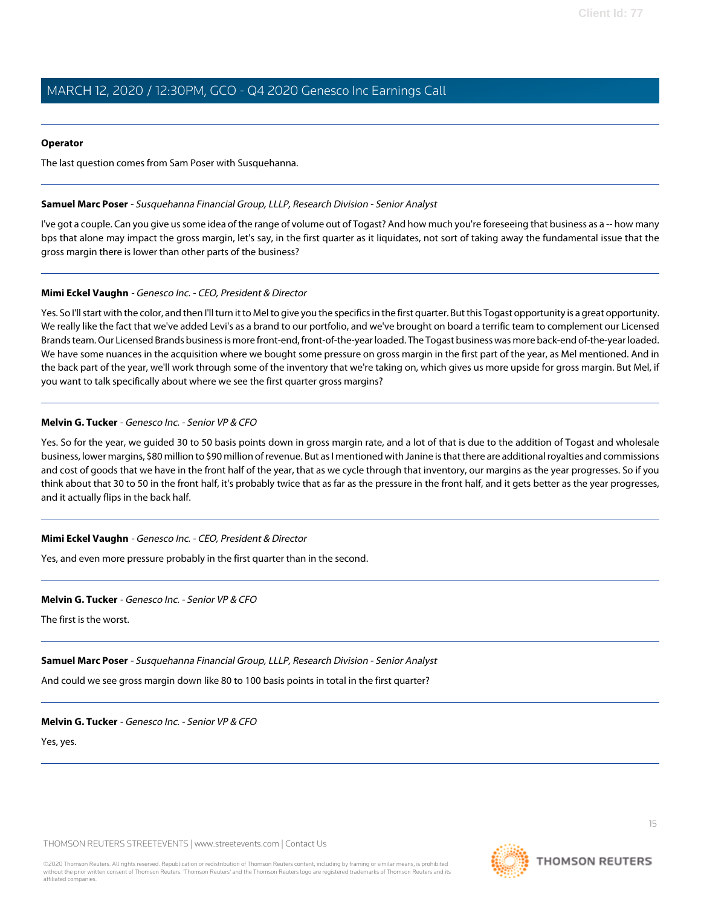**Operator**

The last question comes from Sam Poser with Susquehanna.

---

**Samuel Marc Poser** - *Susquehanna Financial Group, LLLP, Research Division - Senior Analyst*

I've got a couple. Can you give us some idea of the range of volume out of Togast? And how much you're foreseeing that business as a -- how many bps that alone may impact the gross margin, let's say, in the first quarter as it liquidates, not sort of taking away the fundamental issue that the gross margin there is lower than other parts of the business?

---

**Mimi Eckel Vaughn** - *Genesco Inc. - CEO, President & Director*

Yes. So I'll start with the color, and then I'll turn it to Mel to give you the specifics in the first quarter. But this Togast opportunity is a great opportunity. We really like the fact that we've added Levi's as a brand to our portfolio, and we've brought on board a terrific team to complement our Licensed Brands team. Our Licensed Brands business is more front-end, front-of-the-year loaded. The Togast business was more back-end of-the-year loaded. We have some nuances in the acquisition where we bought some pressure on gross margin in the first part of the year, as Mel mentioned. And in the back part of the year, we'll work through some of the inventory that we're taking on, which gives us more upside for gross margin. But Mel, if you want to talk specifically about where we see the first quarter gross margins?

---

**Melvin G. Tucker** - *Genesco Inc. - Senior VP & CFO*

Yes. So for the year, we guided 30 to 50 basis points down in gross margin rate, and a lot of that is due to the addition of Togast and wholesale business, lower margins, $80 million to $90 million of revenue. But as I mentioned with Janine is that there are additional royalties and commissions and cost of goods that we have in the front half of the year, that as we cycle through that inventory, our margins as the year progresses. So if you think about that 30 to 50 in the front half, it's probably twice that as far as the pressure in the front half, and it gets better as the year progresses, and it actually flips in the back half.

---

**Mimi Eckel Vaughn** - *Genesco Inc. - CEO, President & Director*

Yes, and even more pressure probably in the first quarter than in the second.

---

**Melvin G. Tucker** - *Genesco Inc. - Senior VP & CFO*

The first is the worst.

---

**Samuel Marc Poser** - *Susquehanna Financial Group, LLLP, Research Division - Senior Analyst*

And could we see gross margin down like 80 to 100 basis points in total in the first quarter?

---

**Melvin G. Tucker** - *Genesco Inc. - Senior VP & CFO*

Yes, yes.

---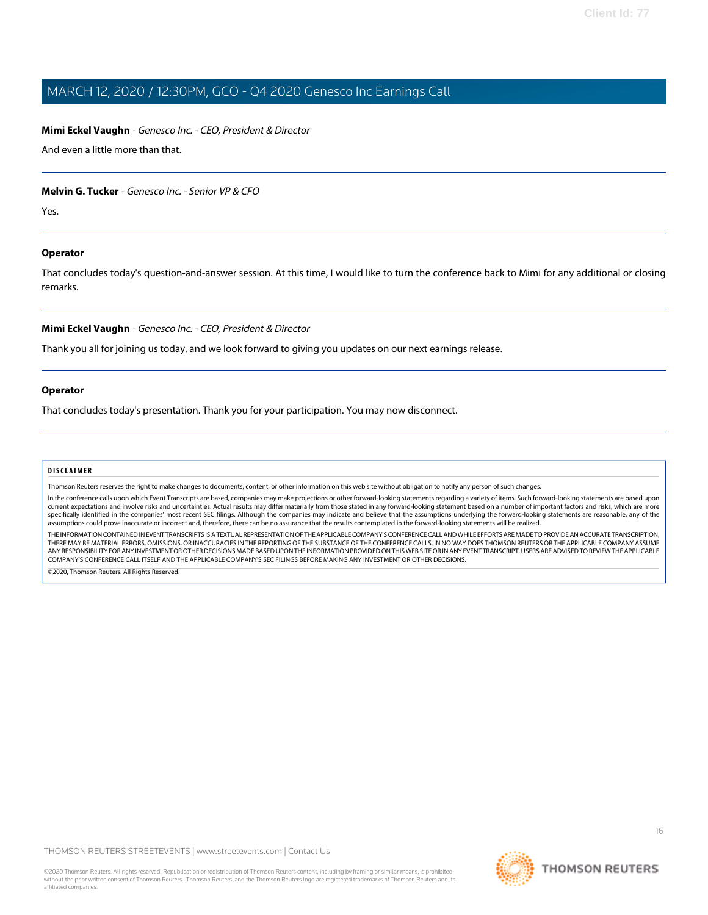**Mimi Eckel Vaughn** - *Genesco Inc. - CEO, President & Director*

And even a little more than that.

---

**Melvin G. Tucker** - *Genesco Inc. - Senior VP & CFO*

Yes.

---

**Operator**

That concludes today's question-and-answer session. At this time, I would like to turn the conference back to Mimi for any additional or closing remarks.

---

**Mimi Eckel Vaughn** - *Genesco Inc. - CEO, President & Director*

Thank you all for joining us today, and we look forward to giving you updates on our next earnings release.

---

**Operator**

That concludes today's presentation. Thank you for your participation. You may now disconnect.

---

**DISCLAIMER**

Thomson Reuters reserves the right to make changes to documents, content, or other information on this web site without obligation to notify any person of such changes.

In the conference calls upon which Event Transcripts are based, companies may make projections or other forward-looking statements regarding a variety of items. Such forward-looking statements are based upon current expectations and involve risks and uncertainties. Actual results may differ materially from those stated in any forward-looking statement based on a number of important factors and risks, which are more specifically identified in the companies' most recent SEC filings. Although the companies may indicate and believe that the assumptions underlying the forward-looking statements are reasonable, any of the assumptions could prove inaccurate or incorrect and, therefore, there can be no assurance that the results contemplated in the forward-looking statements will be realized.

THE INFORMATION CONTAINED IN EVENT TRANSCRIPTS IS A TEXTUAL REPRESENTATION OF THE APPLICABLE COMPANY'S CONFERENCE CALL AND WHILE EFFORTS ARE MADE TO PROVIDE AN ACCURATE TRANSCRIPTION, THERE MAY BE MATERIAL ERRORS, OMISSIONS, OR INACCURACIES IN THE REPORTING OF THE SUBSTANCE OF THE CONFERENCE CALLS. IN NO WAY DOES THOMSON REUTERS OR THE APPLICABLE COMPANY ASSUME ANY RESPONSIBILITY FOR ANY INVESTMENT OR OTHER DECISIONS MADE BASED UPON THE INFORMATION PROVIDED ON THIS WEB SITE OR IN ANY EVENT TRANSCRIPT. USERS ARE ADVISED TO REVIEW THE APPLICABLE COMPANY'S CONFERENCE CALL ITSELF AND THE APPLICABLE COMPANY'S SEC FILINGS BEFORE MAKING ANY INVESTMENT OR OTHER DECISIONS.

©2020, Thomson Reuters. All Rights Reserved.